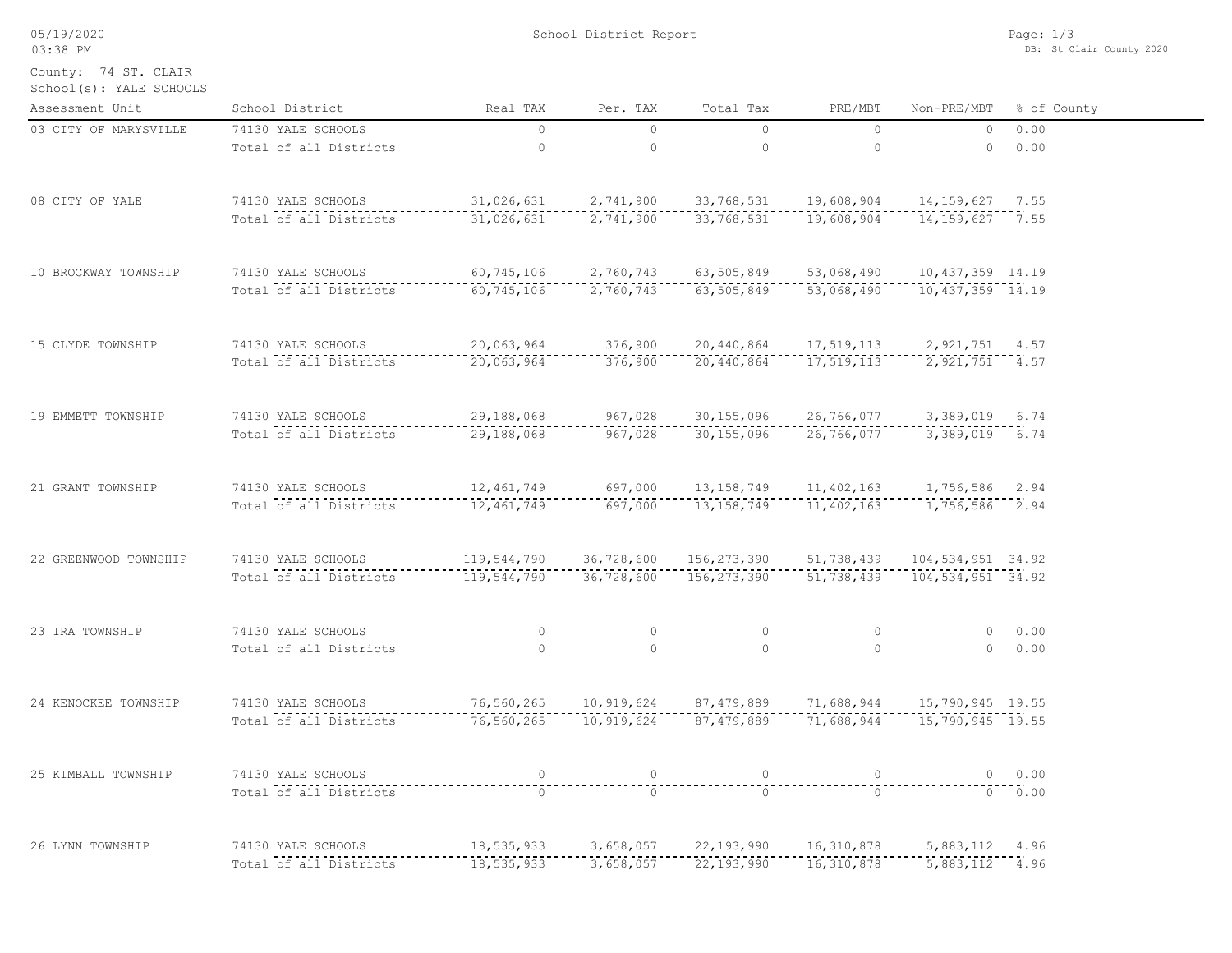County: 74 ST. CLAIR
School(s): YALE SCHOOLS

| Assessment Unit | School District | Real TAX | Per. TAX | Total Tax | PRE/MBT | Non-PRE/MBT | % of County |
|---|---|---|---|---|---|---|---|
| 03 CITY OF MARYSVILLE | 74130 YALE SCHOOLS | 0 | 0 | 0 | 0 | 0 | 0.00 |
| | Total of all Districts | 0 | 0 | 0 | 0 | 0 | 0.00 |
| 08 CITY OF YALE | 74130 YALE SCHOOLS | 31,026,631 | 2,741,900 | 33,768,531 | 19,608,904 | 14,159,627 | 7.55 |
| | Total of all Districts | 31,026,631 | 2,741,900 | 33,768,531 | 19,608,904 | 14,159,627 | 7.55 |
| 10 BROCKWAY TOWNSHIP | 74130 YALE SCHOOLS | 60,745,106 | 2,760,743 | 63,505,849 | 53,068,490 | 10,437,359 | 14.19 |
| | Total of all Districts | 60,745,106 | 2,760,743 | 63,505,849 | 53,068,490 | 10,437,359 | 14.19 |
| 15 CLYDE TOWNSHIP | 74130 YALE SCHOOLS | 20,063,964 | 376,900 | 20,440,864 | 17,519,113 | 2,921,751 | 4.57 |
| | Total of all Districts | 20,063,964 | 376,900 | 20,440,864 | 17,519,113 | 2,921,751 | 4.57 |
| 19 EMMETT TOWNSHIP | 74130 YALE SCHOOLS | 29,188,068 | 967,028 | 30,155,096 | 26,766,077 | 3,389,019 | 6.74 |
| | Total of all Districts | 29,188,068 | 967,028 | 30,155,096 | 26,766,077 | 3,389,019 | 6.74 |
| 21 GRANT TOWNSHIP | 74130 YALE SCHOOLS | 12,461,749 | 697,000 | 13,158,749 | 11,402,163 | 1,756,586 | 2.94 |
| | Total of all Districts | 12,461,749 | 697,000 | 13,158,749 | 11,402,163 | 1,756,586 | 2.94 |
| 22 GREENWOOD TOWNSHIP | 74130 YALE SCHOOLS | 119,544,790 | 36,728,600 | 156,273,390 | 51,738,439 | 104,534,951 | 34.92 |
| | Total of all Districts | 119,544,790 | 36,728,600 | 156,273,390 | 51,738,439 | 104,534,951 | 34.92 |
| 23 IRA TOWNSHIP | 74130 YALE SCHOOLS | 0 | 0 | 0 | 0 | 0 | 0.00 |
| | Total of all Districts | 0 | 0 | 0 | 0 | 0 | 0.00 |
| 24 KENOCKEE TOWNSHIP | 74130 YALE SCHOOLS | 76,560,265 | 10,919,624 | 87,479,889 | 71,688,944 | 15,790,945 | 19.55 |
| | Total of all Districts | 76,560,265 | 10,919,624 | 87,479,889 | 71,688,944 | 15,790,945 | 19.55 |
| 25 KIMBALL TOWNSHIP | 74130 YALE SCHOOLS | 0 | 0 | 0 | 0 | 0 | 0.00 |
| | Total of all Districts | 0 | 0 | 0 | 0 | 0 | 0.00 |
| 26 LYNN TOWNSHIP | 74130 YALE SCHOOLS | 18,535,933 | 3,658,057 | 22,193,990 | 16,310,878 | 5,883,112 | 4.96 |
| | Total of all Districts | 18,535,933 | 3,658,057 | 22,193,990 | 16,310,878 | 5,883,112 | 4.96 |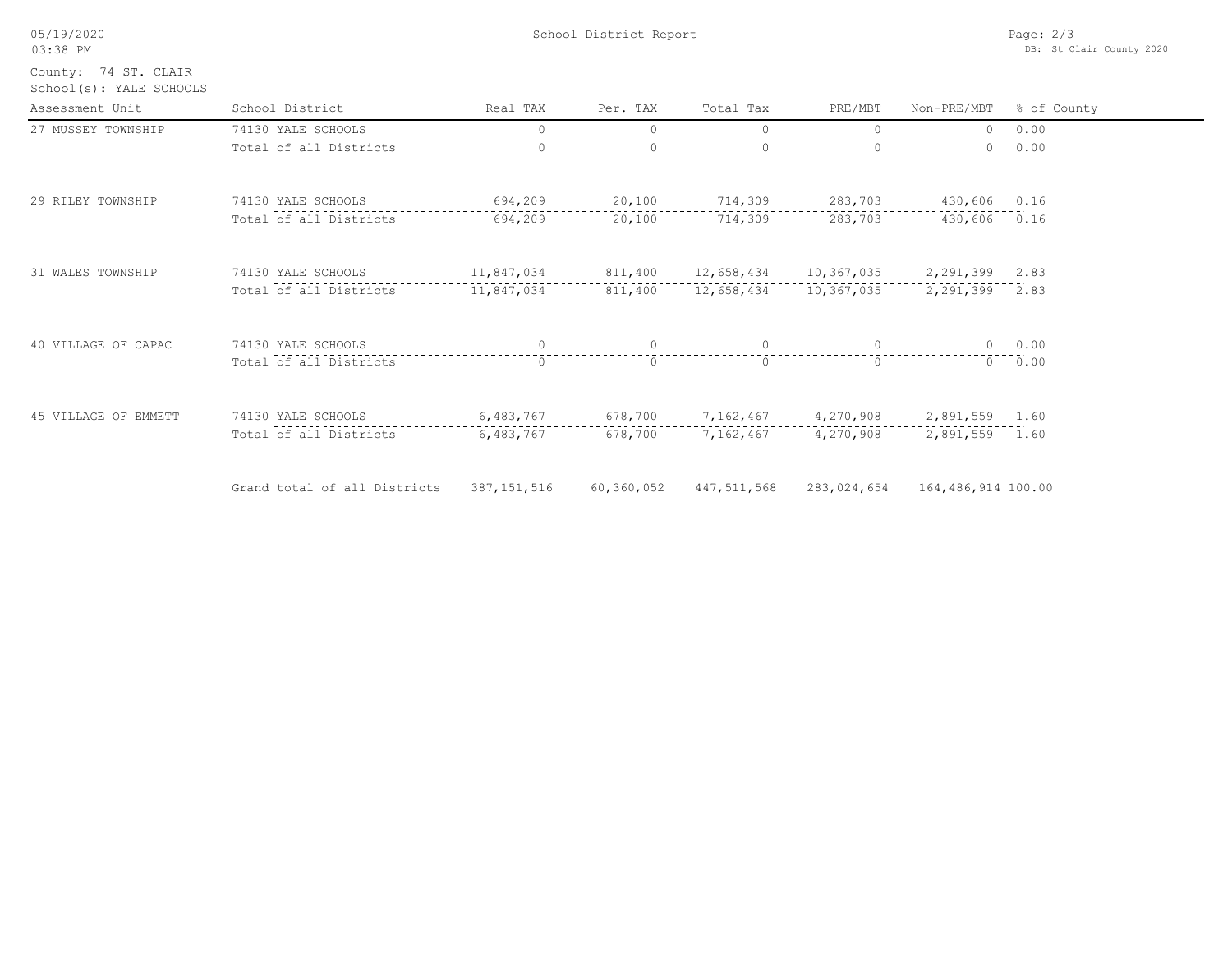County: 74 ST. CLAIR
School(s): YALE SCHOOLS

| Assessment Unit | School District | Real TAX | Per. TAX | Total Tax | PRE/MBT | Non-PRE/MBT | % of County |
|---|---|---|---|---|---|---|---|
| 27 MUSSEY TOWNSHIP | 74130 YALE SCHOOLS | 0 | 0 | 0 | 0 | 0 | 0.00 |
| | Total of all Districts | 0 | 0 | 0 | 0 | 0 | 0.00 |
| 29 RILEY TOWNSHIP | 74130 YALE SCHOOLS | 694,209 | 20,100 | 714,309 | 283,703 | 430,606 | 0.16 |
| | Total of all Districts | 694,209 | 20,100 | 714,309 | 283,703 | 430,606 | 0.16 |
| 31 WALES TOWNSHIP | 74130 YALE SCHOOLS | 11,847,034 | 811,400 | 12,658,434 | 10,367,035 | 2,291,399 | 2.83 |
| | Total of all Districts | 11,847,034 | 811,400 | 12,658,434 | 10,367,035 | 2,291,399 | 2.83 |
| 40 VILLAGE OF CAPAC | 74130 YALE SCHOOLS | 0 | 0 | 0 | 0 | 0 | 0.00 |
| | Total of all Districts | 0 | 0 | 0 | 0 | 0 | 0.00 |
| 45 VILLAGE OF EMMETT | 74130 YALE SCHOOLS | 6,483,767 | 678,700 | 7,162,467 | 4,270,908 | 2,891,559 | 1.60 |
| | Total of all Districts | 6,483,767 | 678,700 | 7,162,467 | 4,270,908 | 2,891,559 | 1.60 |
| | Grand total of all Districts | 387,151,516 | 60,360,052 | 447,511,568 | 283,024,654 | 164,486,914 | 100.00 |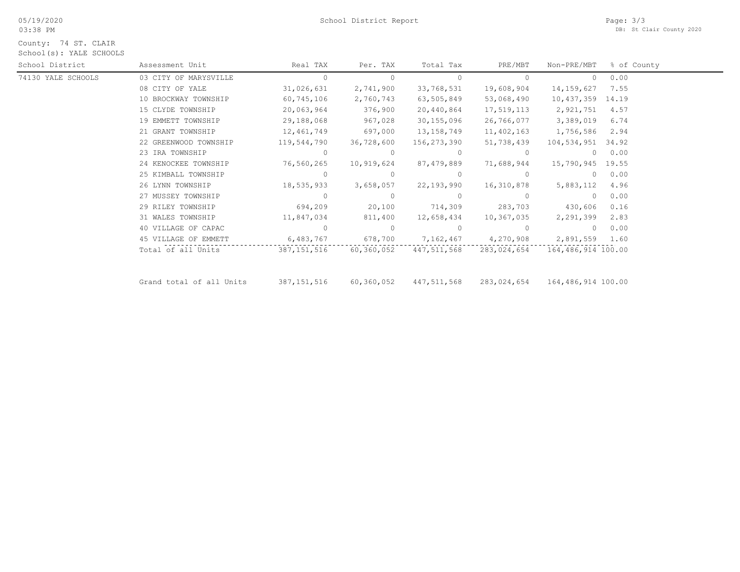05/19/2020
03:38 PM

School District Report

DB: St Clair County 2020

County: 74 ST. CLAIR
School(s): YALE SCHOOLS

| School District | Assessment Unit | Real TAX | Per. TAX | Total Tax | PRE/MBT | Non-PRE/MBT | % of County |
|---|---|---|---|---|---|---|---|
| 74130 YALE SCHOOLS | 03 CITY OF MARYSVILLE | 0 | 0 | 0 | 0 | 0 | 0.00 |
| | 08 CITY OF YALE | 31,026,631 | 2,741,900 | 33,768,531 | 19,608,904 | 14,159,627 | 7.55 |
| | 10 BROCKWAY TOWNSHIP | 60,745,106 | 2,760,743 | 63,505,849 | 53,068,490 | 10,437,359 | 14.19 |
| | 15 CLYDE TOWNSHIP | 20,063,964 | 376,900 | 20,440,864 | 17,519,113 | 2,921,751 | 4.57 |
| | 19 EMMETT TOWNSHIP | 29,188,068 | 967,028 | 30,155,096 | 26,766,077 | 3,389,019 | 6.74 |
| | 21 GRANT TOWNSHIP | 12,461,749 | 697,000 | 13,158,749 | 11,402,163 | 1,756,586 | 2.94 |
| | 22 GREENWOOD TOWNSHIP | 119,544,790 | 36,728,600 | 156,273,390 | 51,738,439 | 104,534,951 | 34.92 |
| | 23 IRA TOWNSHIP | 0 | 0 | 0 | 0 | 0 | 0.00 |
| | 24 KENOCKEE TOWNSHIP | 76,560,265 | 10,919,624 | 87,479,889 | 71,688,944 | 15,790,945 | 19.55 |
| | 25 KIMBALL TOWNSHIP | 0 | 0 | 0 | 0 | 0 | 0.00 |
| | 26 LYNN TOWNSHIP | 18,535,933 | 3,658,057 | 22,193,990 | 16,310,878 | 5,883,112 | 4.96 |
| | 27 MUSSEY TOWNSHIP | 0 | 0 | 0 | 0 | 0 | 0.00 |
| | 29 RILEY TOWNSHIP | 694,209 | 20,100 | 714,309 | 283,703 | 430,606 | 0.16 |
| | 31 WALES TOWNSHIP | 11,847,034 | 811,400 | 12,658,434 | 10,367,035 | 2,291,399 | 2.83 |
| | 40 VILLAGE OF CAPAC | 0 | 0 | 0 | 0 | 0 | 0.00 |
| | 45 VILLAGE OF EMMETT | 6,483,767 | 678,700 | 7,162,467 | 4,270,908 | 2,891,559 | 1.60 |
| | Total of all Units | 387,151,516 | 60,360,052 | 447,511,568 | 283,024,654 | 164,486,914 | 100.00 |
| | Grand total of all Units | 387,151,516 | 60,360,052 | 447,511,568 | 283,024,654 | 164,486,914 | 100.00 |